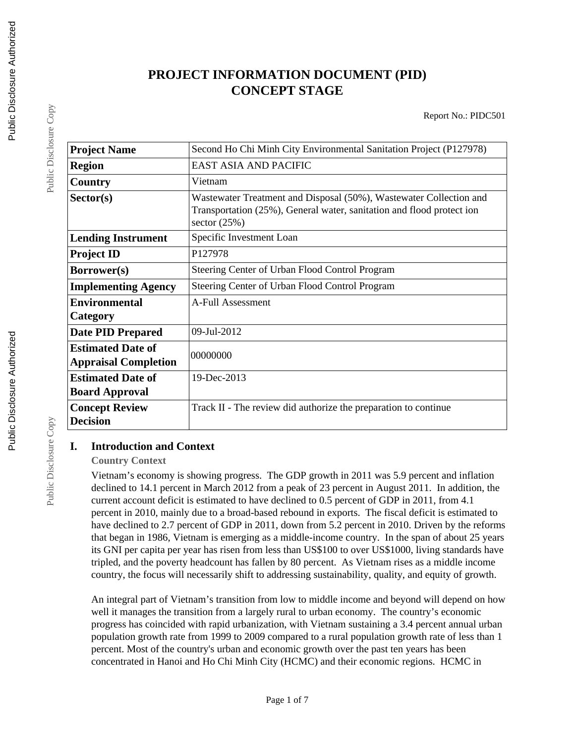# PROJECT INFORMATION DOCUMENT (PID)
# CONCEPT STAGE

Report No.: PIDC501

| | |
|---|---|
| **Project Name** | Second Ho Chi Minh City Environmental Sanitation Project (P127978) |
| **Region** | EAST ASIA AND PACIFIC |
| **Country** | Vietnam |
| **Sector(s)** | Wastewater Treatment and Disposal (50%), Wastewater Collection and Transportation (25%), General water, sanitation and flood protect ion sector (25%) |
| **Lending Instrument** | Specific Investment Loan |
| **Project ID** | P127978 |
| **Borrower(s)** | Steering Center of Urban Flood Control Program |
| **Implementing Agency** | Steering Center of Urban Flood Control Program |
| **Environmental Category** | A-Full Assessment |
| **Date PID Prepared** | 09-Jul-2012 |
| **Estimated Date of Appraisal Completion** | 00000000 |
| **Estimated Date of Board Approval** | 19-Dec-2013 |
| **Concept Review Decision** | Track II - The review did authorize the preparation to continue |

## I. Introduction and Context

### Country Context

Vietnam's economy is showing progress. The GDP growth in 2011 was 5.9 percent and inflation declined to 14.1 percent in March 2012 from a peak of 23 percent in August 2011. In addition, the current account deficit is estimated to have declined to 0.5 percent of GDP in 2011, from 4.1 percent in 2010, mainly due to a broad-based rebound in exports. The fiscal deficit is estimated to have declined to 2.7 percent of GDP in 2011, down from 5.2 percent in 2010. Driven by the reforms that began in 1986, Vietnam is emerging as a middle-income country. In the span of about 25 years its GNI per capita per year has risen from less than US$100 to over US$1000, living standards have tripled, and the poverty headcount has fallen by 80 percent. As Vietnam rises as a middle income country, the focus will necessarily shift to addressing sustainability, quality, and equity of growth.

An integral part of Vietnam's transition from low to middle income and beyond will depend on how well it manages the transition from a largely rural to urban economy. The country's economic progress has coincided with rapid urbanization, with Vietnam sustaining a 3.4 percent annual urban population growth rate from 1999 to 2009 compared to a rural population growth rate of less than 1 percent. Most of the country's urban and economic growth over the past ten years has been concentrated in Hanoi and Ho Chi Minh City (HCMC) and their economic regions. HCMC in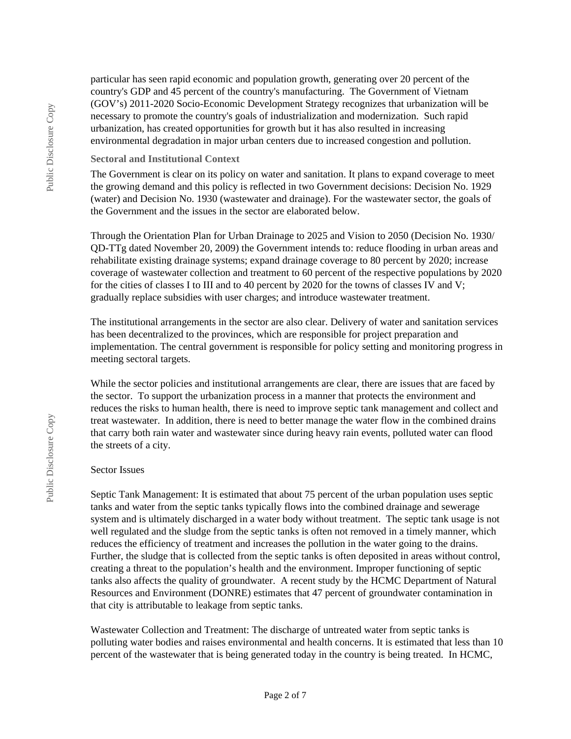particular has seen rapid economic and population growth, generating over 20 percent of the country's GDP and 45 percent of the country's manufacturing. The Government of Vietnam (GOV's) 2011-2020 Socio-Economic Development Strategy recognizes that urbanization will be necessary to promote the country's goals of industrialization and modernization. Such rapid urbanization, has created opportunities for growth but it has also resulted in increasing environmental degradation in major urban centers due to increased congestion and pollution.

### Sectoral and Institutional Context

The Government is clear on its policy on water and sanitation. It plans to expand coverage to meet the growing demand and this policy is reflected in two Government decisions: Decision No. 1929 (water) and Decision No. 1930 (wastewater and drainage). For the wastewater sector, the goals of the Government and the issues in the sector are elaborated below.

Through the Orientation Plan for Urban Drainage to 2025 and Vision to 2050 (Decision No. 1930/ QD-TTg dated November 20, 2009) the Government intends to: reduce flooding in urban areas and rehabilitate existing drainage systems; expand drainage coverage to 80 percent by 2020; increase coverage of wastewater collection and treatment to 60 percent of the respective populations by 2020 for the cities of classes I to III and to 40 percent by 2020 for the towns of classes IV and V; gradually replace subsidies with user charges; and introduce wastewater treatment.

The institutional arrangements in the sector are also clear. Delivery of water and sanitation services has been decentralized to the provinces, which are responsible for project preparation and implementation. The central government is responsible for policy setting and monitoring progress in meeting sectoral targets.

While the sector policies and institutional arrangements are clear, there are issues that are faced by the sector. To support the urbanization process in a manner that protects the environment and reduces the risks to human health, there is need to improve septic tank management and collect and treat wastewater. In addition, there is need to better manage the water flow in the combined drains that carry both rain water and wastewater since during heavy rain events, polluted water can flood the streets of a city.

Sector Issues

Septic Tank Management: It is estimated that about 75 percent of the urban population uses septic tanks and water from the septic tanks typically flows into the combined drainage and sewerage system and is ultimately discharged in a water body without treatment. The septic tank usage is not well regulated and the sludge from the septic tanks is often not removed in a timely manner, which reduces the efficiency of treatment and increases the pollution in the water going to the drains. Further, the sludge that is collected from the septic tanks is often deposited in areas without control, creating a threat to the population's health and the environment. Improper functioning of septic tanks also affects the quality of groundwater. A recent study by the HCMC Department of Natural Resources and Environment (DONRE) estimates that 47 percent of groundwater contamination in that city is attributable to leakage from septic tanks.

Wastewater Collection and Treatment: The discharge of untreated water from septic tanks is polluting water bodies and raises environmental and health concerns. It is estimated that less than 10 percent of the wastewater that is being generated today in the country is being treated. In HCMC,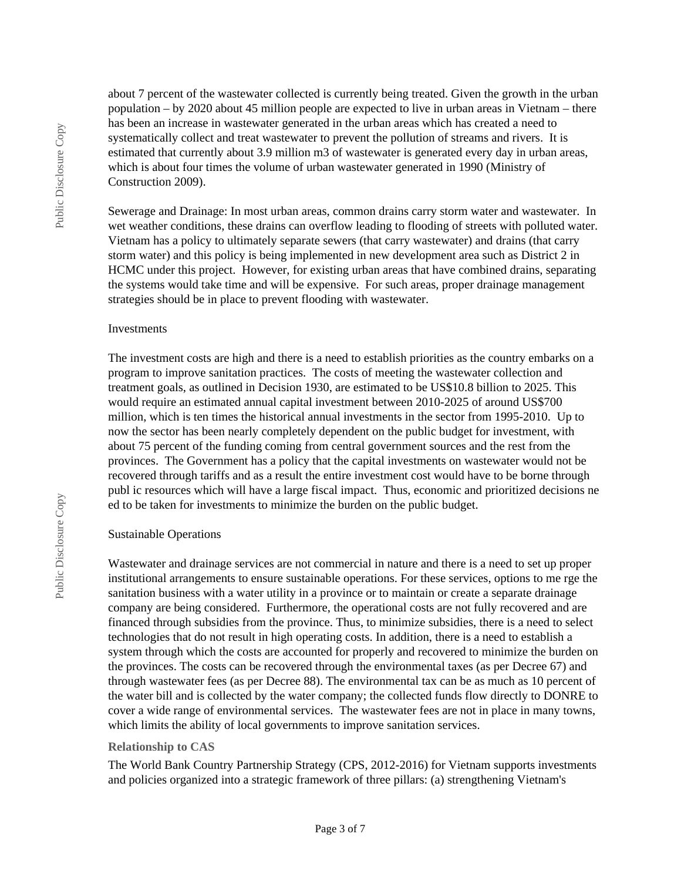about 7 percent of the wastewater collected is currently being treated. Given the growth in the urban population – by 2020 about 45 million people are expected to live in urban areas in Vietnam – there has been an increase in wastewater generated in the urban areas which has created a need to systematically collect and treat wastewater to prevent the pollution of streams and rivers. It is estimated that currently about 3.9 million m3 of wastewater is generated every day in urban areas, which is about four times the volume of urban wastewater generated in 1990 (Ministry of Construction 2009).

Sewerage and Drainage: In most urban areas, common drains carry storm water and wastewater. In wet weather conditions, these drains can overflow leading to flooding of streets with polluted water. Vietnam has a policy to ultimately separate sewers (that carry wastewater) and drains (that carry storm water) and this policy is being implemented in new development area such as District 2 in HCMC under this project. However, for existing urban areas that have combined drains, separating the systems would take time and will be expensive. For such areas, proper drainage management strategies should be in place to prevent flooding with wastewater.

Investments

The investment costs are high and there is a need to establish priorities as the country embarks on a program to improve sanitation practices. The costs of meeting the wastewater collection and treatment goals, as outlined in Decision 1930, are estimated to be US$10.8 billion to 2025. This would require an estimated annual capital investment between 2010-2025 of around US$700 million, which is ten times the historical annual investments in the sector from 1995-2010. Up to now the sector has been nearly completely dependent on the public budget for investment, with about 75 percent of the funding coming from central government sources and the rest from the provinces. The Government has a policy that the capital investments on wastewater would not be recovered through tariffs and as a result the entire investment cost would have to be borne through publ ic resources which will have a large fiscal impact. Thus, economic and prioritized decisions ne ed to be taken for investments to minimize the burden on the public budget.

Sustainable Operations

Wastewater and drainage services are not commercial in nature and there is a need to set up proper institutional arrangements to ensure sustainable operations. For these services, options to me rge the sanitation business with a water utility in a province or to maintain or create a separate drainage company are being considered. Furthermore, the operational costs are not fully recovered and are financed through subsidies from the province. Thus, to minimize subsidies, there is a need to select technologies that do not result in high operating costs. In addition, there is a need to establish a system through which the costs are accounted for properly and recovered to minimize the burden on the provinces. The costs can be recovered through the environmental taxes (as per Decree 67) and through wastewater fees (as per Decree 88). The environmental tax can be as much as 10 percent of the water bill and is collected by the water company; the collected funds flow directly to DONRE to cover a wide range of environmental services. The wastewater fees are not in place in many towns, which limits the ability of local governments to improve sanitation services.

### Relationship to CAS

The World Bank Country Partnership Strategy (CPS, 2012-2016) for Vietnam supports investments and policies organized into a strategic framework of three pillars: (a) strengthening Vietnam's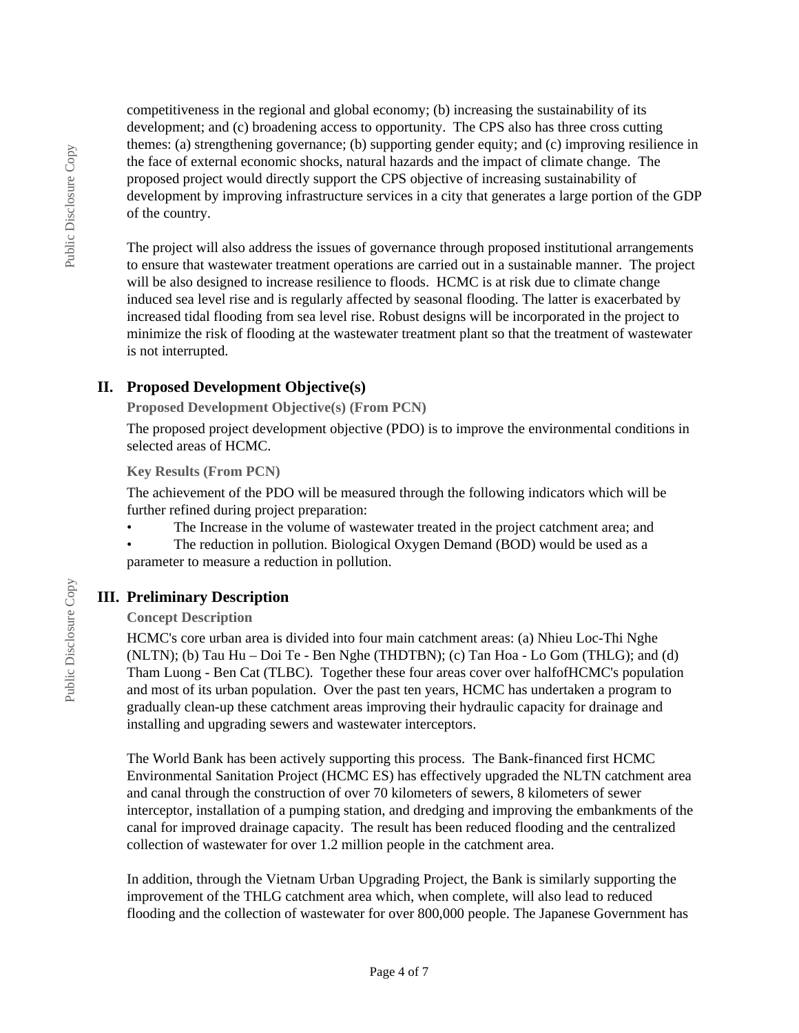competitiveness in the regional and global economy; (b) increasing the sustainability of its development; and (c) broadening access to opportunity. The CPS also has three cross cutting themes: (a) strengthening governance; (b) supporting gender equity; and (c) improving resilience in the face of external economic shocks, natural hazards and the impact of climate change. The proposed project would directly support the CPS objective of increasing sustainability of development by improving infrastructure services in a city that generates a large portion of the GDP of the country.

The project will also address the issues of governance through proposed institutional arrangements to ensure that wastewater treatment operations are carried out in a sustainable manner. The project will be also designed to increase resilience to floods. HCMC is at risk due to climate change induced sea level rise and is regularly affected by seasonal flooding. The latter is exacerbated by increased tidal flooding from sea level rise. Robust designs will be incorporated in the project to minimize the risk of flooding at the wastewater treatment plant so that the treatment of wastewater is not interrupted.

## II. Proposed Development Objective(s)

### Proposed Development Objective(s) (From PCN)

The proposed project development objective (PDO) is to improve the environmental conditions in selected areas of HCMC.

### Key Results (From PCN)

The achievement of the PDO will be measured through the following indicators which will be further refined during project preparation:

- The Increase in the volume of wastewater treated in the project catchment area; and
- The reduction in pollution. Biological Oxygen Demand (BOD) would be used as a parameter to measure a reduction in pollution.

## III. Preliminary Description

### Concept Description

HCMC's core urban area is divided into four main catchment areas: (a) Nhieu Loc-Thi Nghe (NLTN); (b) Tau Hu – Doi Te - Ben Nghe (THDTBN); (c) Tan Hoa - Lo Gom (THLG); and (d) Tham Luong - Ben Cat (TLBC). Together these four areas cover over halfofHCMC's population and most of its urban population. Over the past ten years, HCMC has undertaken a program to gradually clean-up these catchment areas improving their hydraulic capacity for drainage and installing and upgrading sewers and wastewater interceptors.

The World Bank has been actively supporting this process. The Bank-financed first HCMC Environmental Sanitation Project (HCMC ES) has effectively upgraded the NLTN catchment area and canal through the construction of over 70 kilometers of sewers, 8 kilometers of sewer interceptor, installation of a pumping station, and dredging and improving the embankments of the canal for improved drainage capacity. The result has been reduced flooding and the centralized collection of wastewater for over 1.2 million people in the catchment area.

In addition, through the Vietnam Urban Upgrading Project, the Bank is similarly supporting the improvement of the THLG catchment area which, when complete, will also lead to reduced flooding and the collection of wastewater for over 800,000 people. The Japanese Government has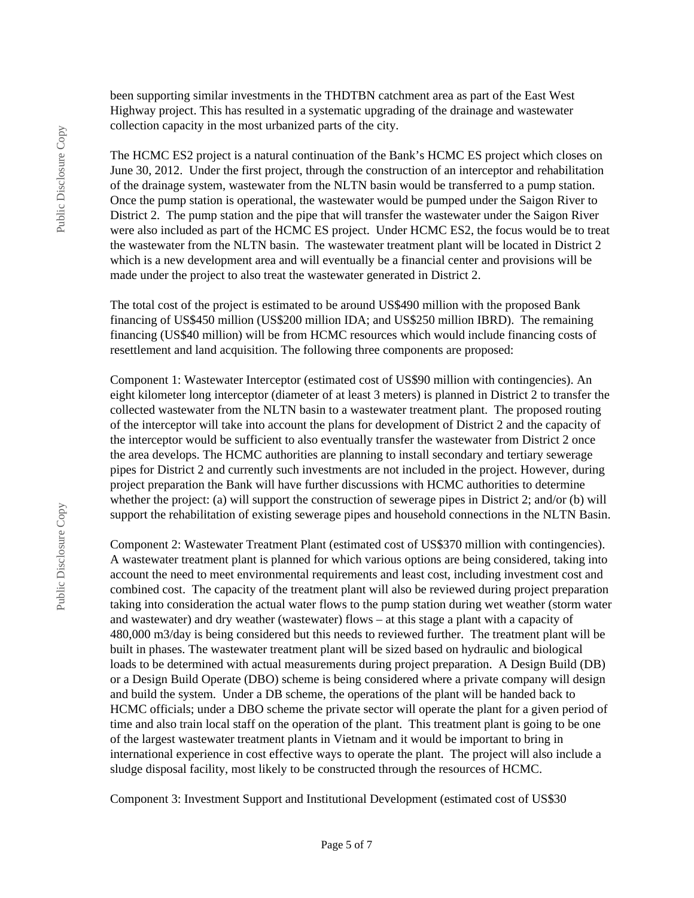been supporting similar investments in the THDTBN catchment area as part of the East West Highway project. This has resulted in a systematic upgrading of the drainage and wastewater collection capacity in the most urbanized parts of the city.

The HCMC ES2 project is a natural continuation of the Bank's HCMC ES project which closes on June 30, 2012. Under the first project, through the construction of an interceptor and rehabilitation of the drainage system, wastewater from the NLTN basin would be transferred to a pump station. Once the pump station is operational, the wastewater would be pumped under the Saigon River to District 2. The pump station and the pipe that will transfer the wastewater under the Saigon River were also included as part of the HCMC ES project. Under HCMC ES2, the focus would be to treat the wastewater from the NLTN basin. The wastewater treatment plant will be located in District 2 which is a new development area and will eventually be a financial center and provisions will be made under the project to also treat the wastewater generated in District 2.

The total cost of the project is estimated to be around US$490 million with the proposed Bank financing of US$450 million (US$200 million IDA; and US$250 million IBRD). The remaining financing (US$40 million) will be from HCMC resources which would include financing costs of resettlement and land acquisition. The following three components are proposed:

Component 1: Wastewater Interceptor (estimated cost of US$90 million with contingencies). An eight kilometer long interceptor (diameter of at least 3 meters) is planned in District 2 to transfer the collected wastewater from the NLTN basin to a wastewater treatment plant. The proposed routing of the interceptor will take into account the plans for development of District 2 and the capacity of the interceptor would be sufficient to also eventually transfer the wastewater from District 2 once the area develops. The HCMC authorities are planning to install secondary and tertiary sewerage pipes for District 2 and currently such investments are not included in the project. However, during project preparation the Bank will have further discussions with HCMC authorities to determine whether the project: (a) will support the construction of sewerage pipes in District 2; and/or (b) will support the rehabilitation of existing sewerage pipes and household connections in the NLTN Basin.

Component 2: Wastewater Treatment Plant (estimated cost of US$370 million with contingencies). A wastewater treatment plant is planned for which various options are being considered, taking into account the need to meet environmental requirements and least cost, including investment cost and combined cost. The capacity of the treatment plant will also be reviewed during project preparation taking into consideration the actual water flows to the pump station during wet weather (storm water and wastewater) and dry weather (wastewater) flows – at this stage a plant with a capacity of 480,000 m3/day is being considered but this needs to reviewed further. The treatment plant will be built in phases. The wastewater treatment plant will be sized based on hydraulic and biological loads to be determined with actual measurements during project preparation. A Design Build (DB) or a Design Build Operate (DBO) scheme is being considered where a private company will design and build the system. Under a DB scheme, the operations of the plant will be handed back to HCMC officials; under a DBO scheme the private sector will operate the plant for a given period of time and also train local staff on the operation of the plant. This treatment plant is going to be one of the largest wastewater treatment plants in Vietnam and it would be important to bring in international experience in cost effective ways to operate the plant. The project will also include a sludge disposal facility, most likely to be constructed through the resources of HCMC.

Component 3: Investment Support and Institutional Development (estimated cost of US$30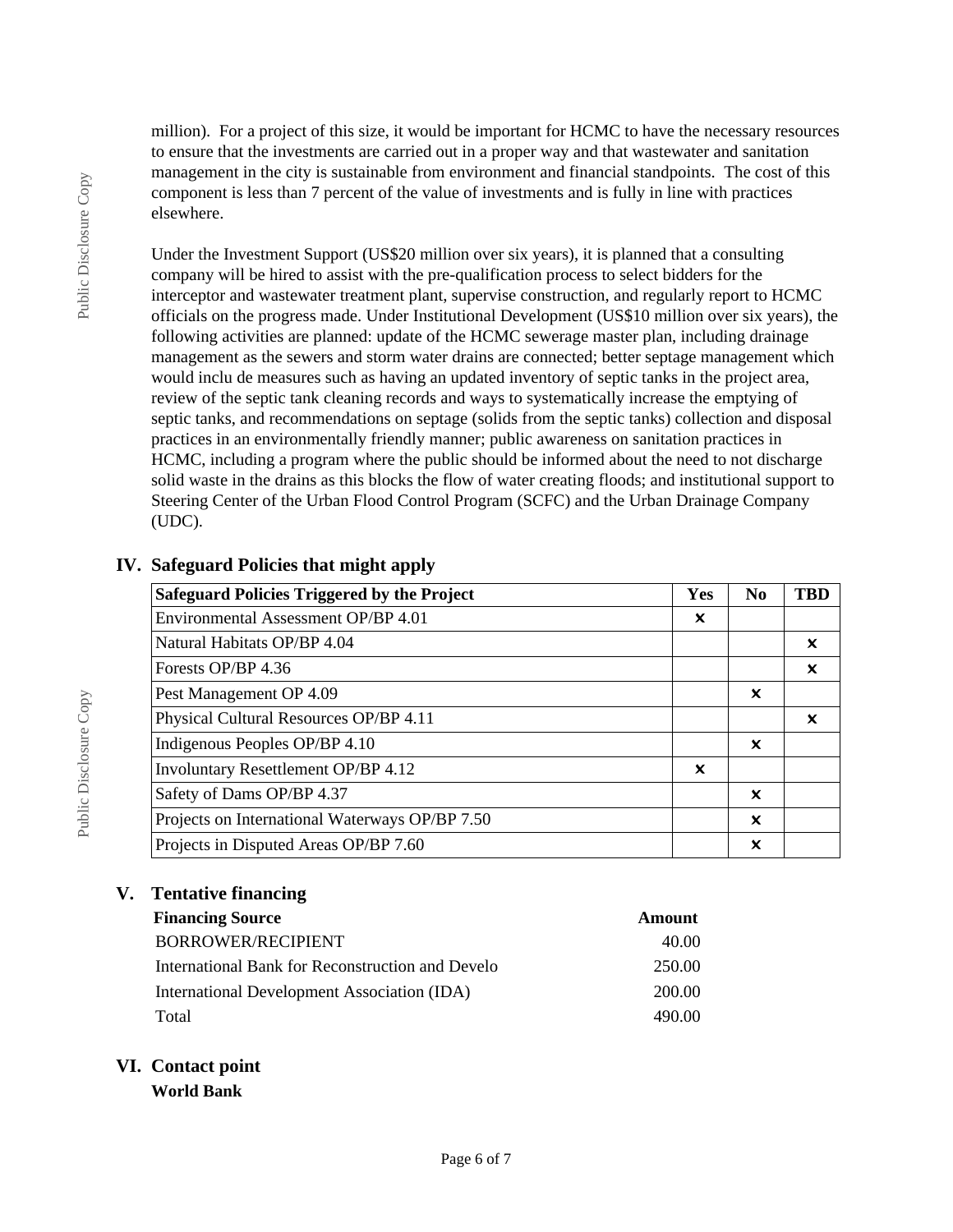million). For a project of this size, it would be important for HCMC to have the necessary resources to ensure that the investments are carried out in a proper way and that wastewater and sanitation management in the city is sustainable from environment and financial standpoints. The cost of this component is less than 7 percent of the value of investments and is fully in line with practices elsewhere.

Under the Investment Support (US$20 million over six years), it is planned that a consulting company will be hired to assist with the pre-qualification process to select bidders for the interceptor and wastewater treatment plant, supervise construction, and regularly report to HCMC officials on the progress made. Under Institutional Development (US$10 million over six years), the following activities are planned: update of the HCMC sewerage master plan, including drainage management as the sewers and storm water drains are connected; better septage management which would inclu de measures such as having an updated inventory of septic tanks in the project area, review of the septic tank cleaning records and ways to systematically increase the emptying of septic tanks, and recommendations on septage (solids from the septic tanks) collection and disposal practices in an environmentally friendly manner; public awareness on sanitation practices in HCMC, including a program where the public should be informed about the need to not discharge solid waste in the drains as this blocks the flow of water creating floods; and institutional support to Steering Center of the Urban Flood Control Program (SCFC) and the Urban Drainage Company (UDC).

## IV. Safeguard Policies that might apply

| Safeguard Policies Triggered by the Project | Yes | No | TBD |
|---|---|---|---|
| Environmental Assessment OP/BP 4.01 | × | | |
| Natural Habitats OP/BP 4.04 | | | × |
| Forests OP/BP 4.36 | | | × |
| Pest Management OP 4.09 | | × | |
| Physical Cultural Resources OP/BP 4.11 | | | × |
| Indigenous Peoples OP/BP 4.10 | | × | |
| Involuntary Resettlement OP/BP 4.12 | × | | |
| Safety of Dams OP/BP 4.37 | | × | |
| Projects on International Waterways OP/BP 7.50 | | × | |
| Projects in Disputed Areas OP/BP 7.60 | | × | |

## V. Tentative financing

| Financing Source | Amount |
|---|---|
| BORROWER/RECIPIENT | 40.00 |
| International Bank for Reconstruction and Develo | 250.00 |
| International Development Association (IDA) | 200.00 |
| Total | 490.00 |

## VI. Contact point

**World Bank**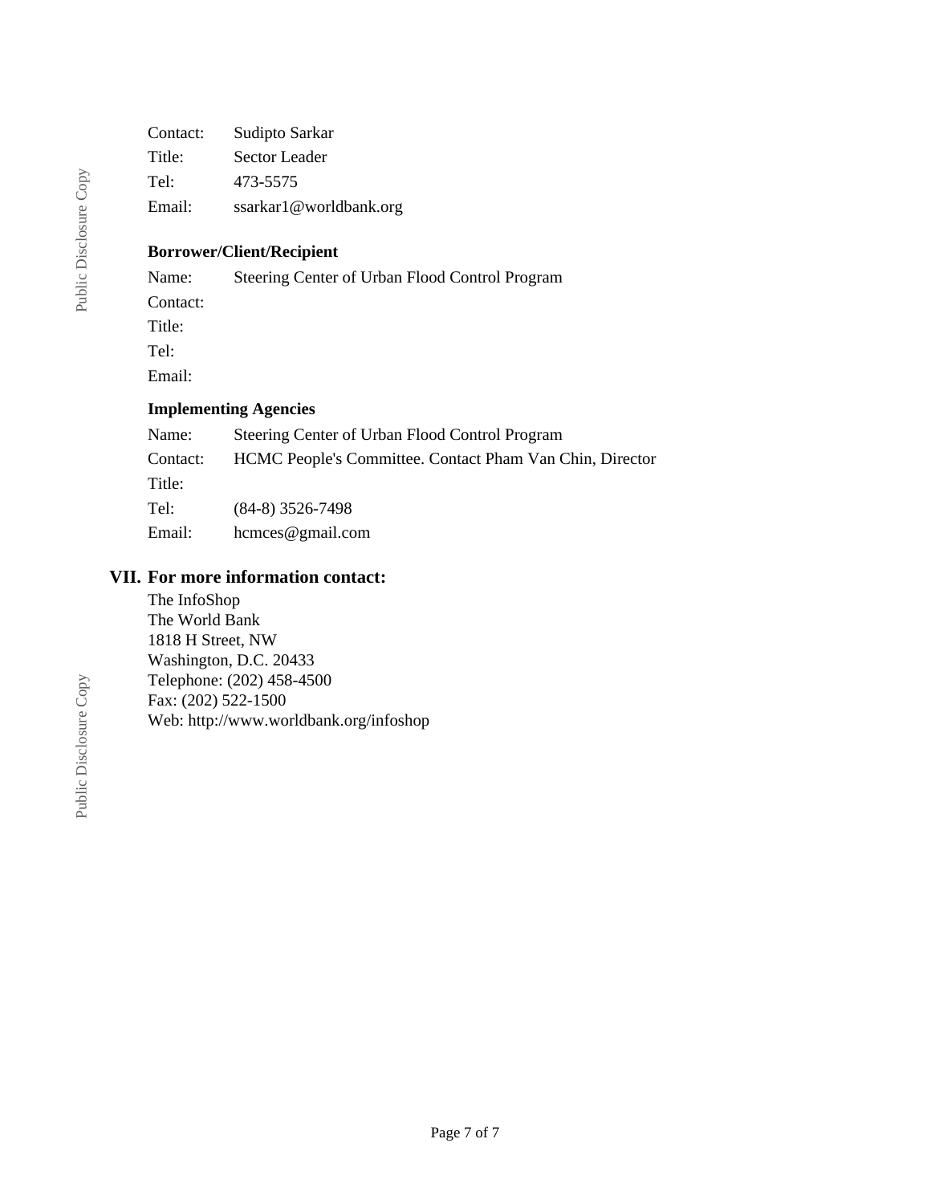Contact: Sudipto Sarkar
Title: Sector Leader
Tel: 473-5575
Email: ssarkar1@worldbank.org

**Borrower/Client/Recipient**

Name: Steering Center of Urban Flood Control Program
Contact:
Title:
Tel:
Email:

**Implementing Agencies**

Name: Steering Center of Urban Flood Control Program
Contact: HCMC People's Committee. Contact Pham Van Chin, Director
Title:
Tel: (84-8) 3526-7498
Email: hcmces@gmail.com

## VII. For more information contact:

The InfoShop
The World Bank
1818 H Street, NW
Washington, D.C. 20433
Telephone: (202) 458-4500
Fax: (202) 522-1500
Web: http://www.worldbank.org/infoshop